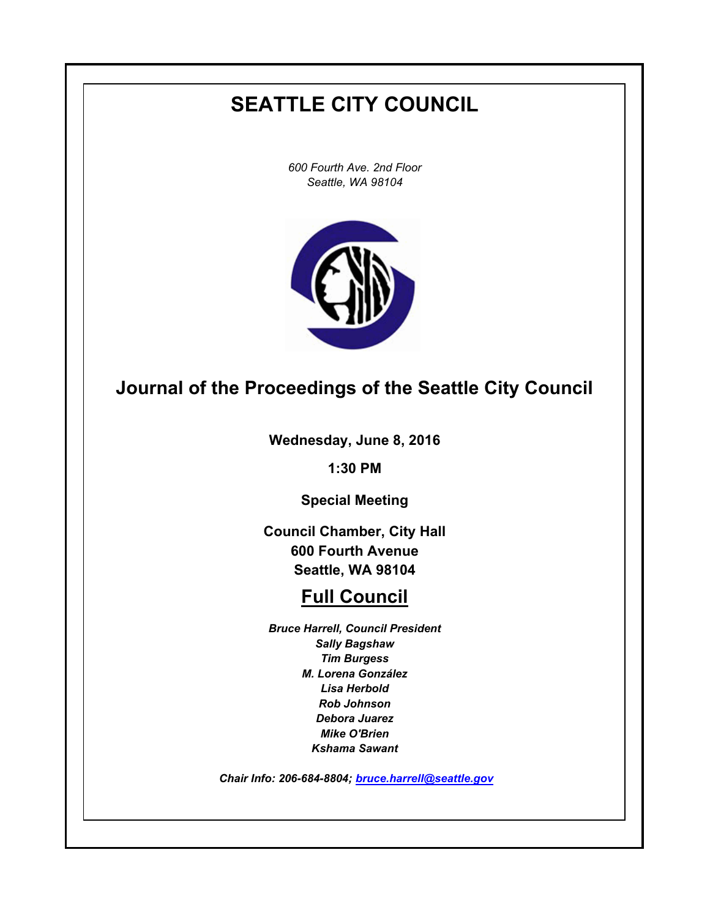# SEATTLE CITY COUNCIL

*600 Fourth Ave. 2nd Floor*
*Seattle, WA 98104*

## Journal of the Proceedings of the Seattle City Council

**Wednesday, June 8, 2016**

**1:30 PM**

**Special Meeting**

**Council Chamber, City Hall**
**600 Fourth Avenue**
**Seattle, WA 98104**

## Full Council

***Bruce Harrell, Council President***
***Sally Bagshaw***
***Tim Burgess***
***M. Lorena González***
***Lisa Herbold***
***Rob Johnson***
***Debora Juarez***
***Mike O'Brien***
***Kshama Sawant***

***Chair Info: 206-684-8804; bruce.harrell@seattle.gov***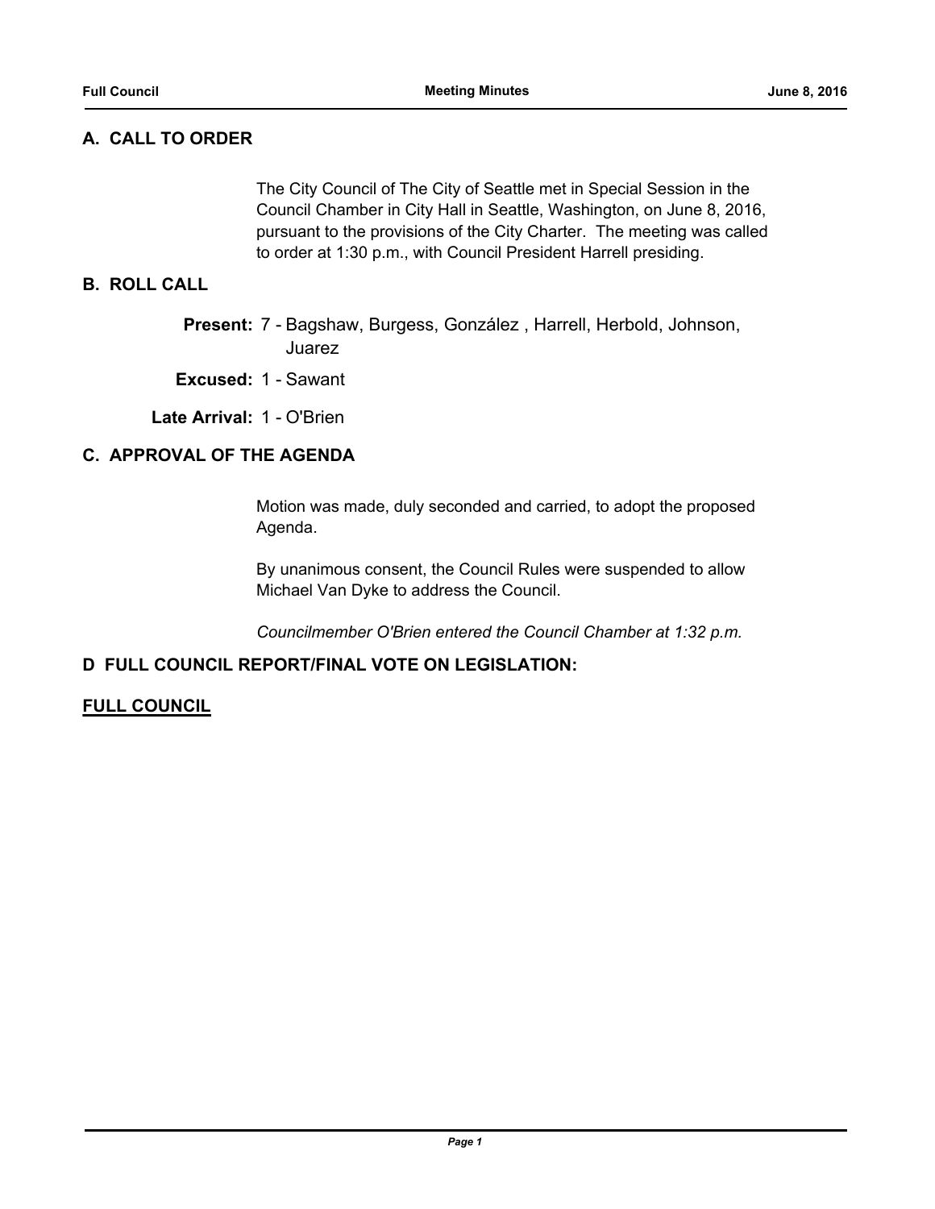## A. CALL TO ORDER

The City Council of The City of Seattle met in Special Session in the Council Chamber in City Hall in Seattle, Washington, on June 8, 2016, pursuant to the provisions of the City Charter. The meeting was called to order at 1:30 p.m., with Council President Harrell presiding.

## B. ROLL CALL

**Present:** 7 - Bagshaw, Burgess, González , Harrell, Herbold, Johnson, Juarez

**Excused:** 1 - Sawant

**Late Arrival:** 1 - O'Brien

## C. APPROVAL OF THE AGENDA

Motion was made, duly seconded and carried, to adopt the proposed Agenda.

By unanimous consent, the Council Rules were suspended to allow Michael Van Dyke to address the Council.

*Councilmember O'Brien entered the Council Chamber at 1:32 p.m.*

## D FULL COUNCIL REPORT/FINAL VOTE ON LEGISLATION:

**FULL COUNCIL**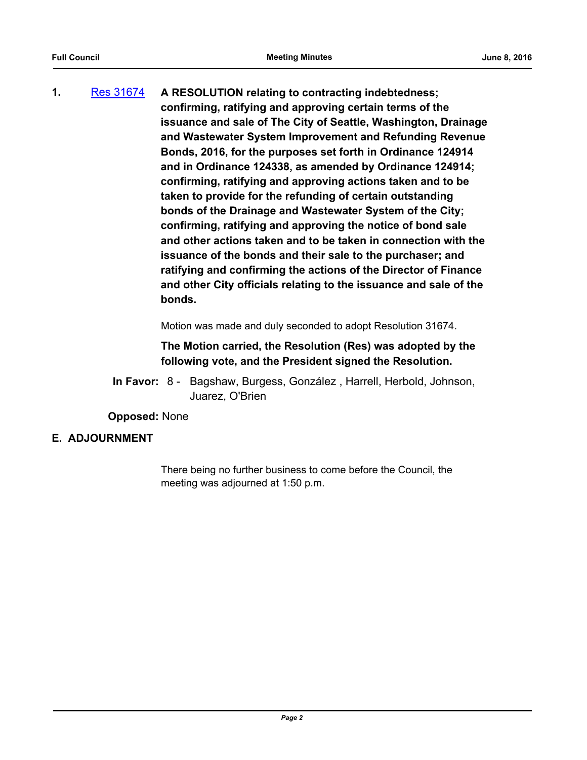1. [Res 31674](Res 31674) **A RESOLUTION relating to contracting indebtedness; confirming, ratifying and approving certain terms of the issuance and sale of The City of Seattle, Washington, Drainage and Wastewater System Improvement and Refunding Revenue Bonds, 2016, for the purposes set forth in Ordinance 124914 and in Ordinance 124338, as amended by Ordinance 124914; confirming, ratifying and approving actions taken and to be taken to provide for the refunding of certain outstanding bonds of the Drainage and Wastewater System of the City; confirming, ratifying and approving the notice of bond sale and other actions taken and to be taken in connection with the issuance of the bonds and their sale to the purchaser; and ratifying and confirming the actions of the Director of Finance and other City officials relating to the issuance and sale of the bonds.**

Motion was made and duly seconded to adopt Resolution 31674.

**The Motion carried, the Resolution (Res) was adopted by the following vote, and the President signed the Resolution.**

**In Favor:** 8 - Bagshaw, Burgess, González , Harrell, Herbold, Johnson, Juarez, O'Brien

**Opposed:** None

## E. ADJOURNMENT

There being no further business to come before the Council, the meeting was adjourned at 1:50 p.m.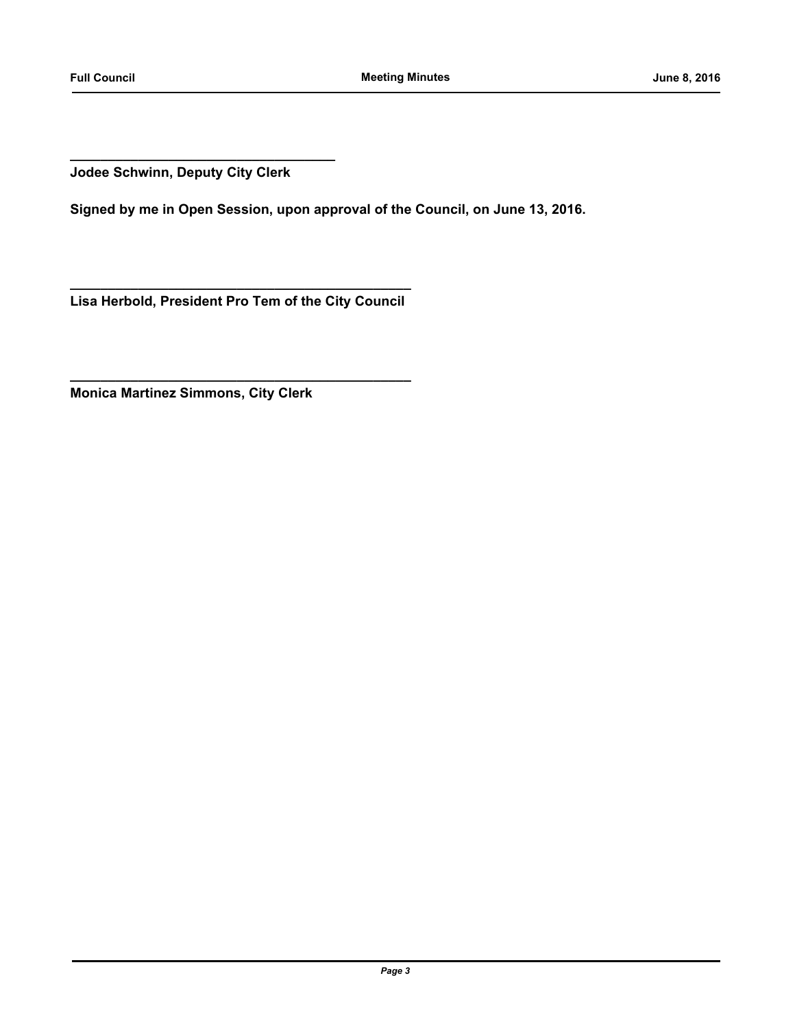\_\_\_\_\_\_\_\_\_\_\_\_\_\_\_\_\_\_\_\_\_\_\_\_\_\_\_\_\_\_\_\_\_\_\_\_\_\_

**Jodee Schwinn, Deputy City Clerk**

**Signed by me in Open Session, upon approval of the Council, on June 13, 2016.**

\_\_\_\_\_\_\_\_\_\_\_\_\_\_\_\_\_\_\_\_\_\_\_\_\_\_\_\_\_\_\_\_\_\_\_\_\_\_\_\_\_\_\_\_\_\_\_\_

**Lisa Herbold, President Pro Tem of the City Council**

\_\_\_\_\_\_\_\_\_\_\_\_\_\_\_\_\_\_\_\_\_\_\_\_\_\_\_\_\_\_\_\_\_\_\_\_\_\_\_\_\_\_\_\_\_\_\_\_

**Monica Martinez Simmons, City Clerk**